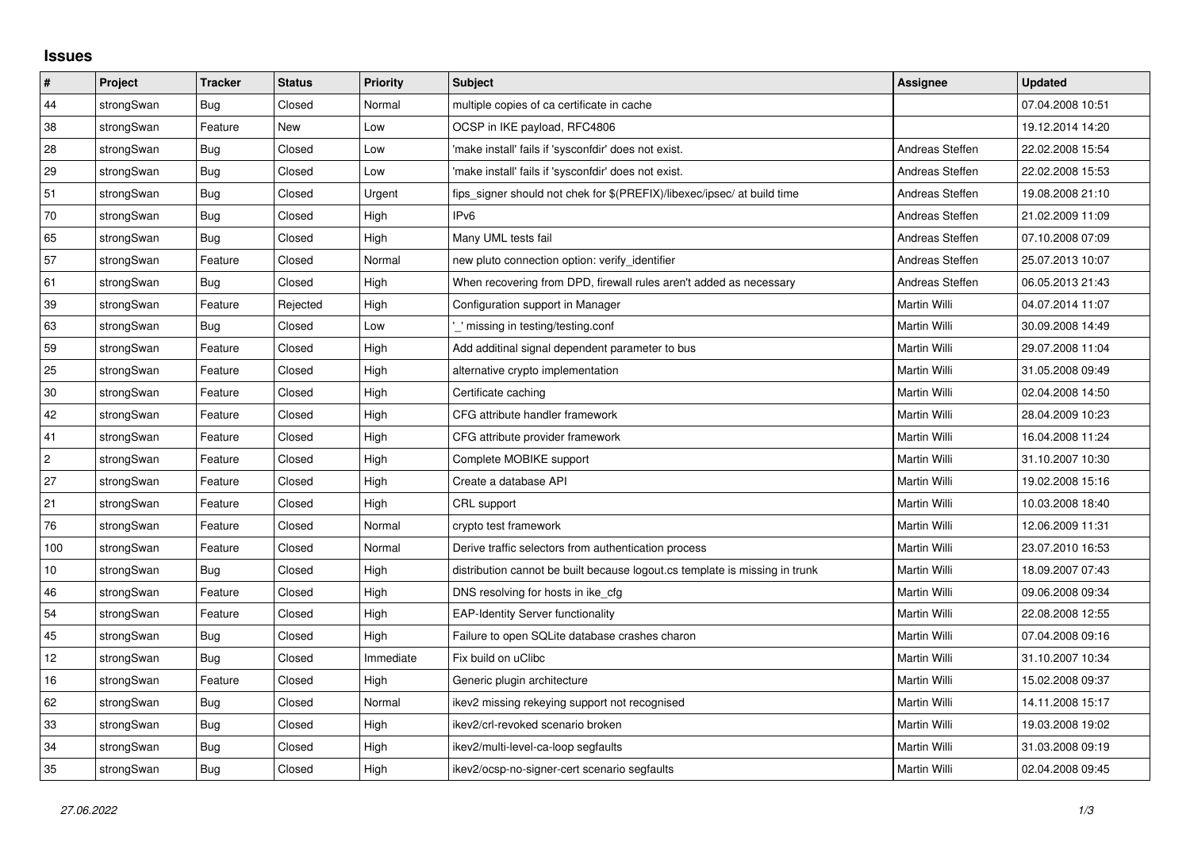# Issues

| # | Project | Tracker | Status | Priority | Subject | Assignee | Updated |
|---|---|---|---|---|---|---|---|
| 44 | strongSwan | Bug | Closed | Normal | multiple copies of ca certificate in cache | | 07.04.2008 10:51 |
| 38 | strongSwan | Feature | New | Low | OCSP in IKE payload, RFC4806 | | 19.12.2014 14:20 |
| 28 | strongSwan | Bug | Closed | Low | 'make install' fails if 'sysconfdir' does not exist. | Andreas Steffen | 22.02.2008 15:54 |
| 29 | strongSwan | Bug | Closed | Low | 'make install' fails if 'sysconfdir' does not exist. | Andreas Steffen | 22.02.2008 15:53 |
| 51 | strongSwan | Bug | Closed | Urgent | fips_signer should not chek for $(PREFIX)/libexec/ipsec/ at build time | Andreas Steffen | 19.08.2008 21:10 |
| 70 | strongSwan | Bug | Closed | High | IPv6 | Andreas Steffen | 21.02.2009 11:09 |
| 65 | strongSwan | Bug | Closed | High | Many UML tests fail | Andreas Steffen | 07.10.2008 07:09 |
| 57 | strongSwan | Feature | Closed | Normal | new pluto connection option: verify_identifier | Andreas Steffen | 25.07.2013 10:07 |
| 61 | strongSwan | Bug | Closed | High | When recovering from DPD, firewall rules aren't added as necessary | Andreas Steffen | 06.05.2013 21:43 |
| 39 | strongSwan | Feature | Rejected | High | Configuration support in Manager | Martin Willi | 04.07.2014 11:07 |
| 63 | strongSwan | Bug | Closed | Low | '_' missing in testing/testing.conf | Martin Willi | 30.09.2008 14:49 |
| 59 | strongSwan | Feature | Closed | High | Add additinal signal dependent parameter to bus | Martin Willi | 29.07.2008 11:04 |
| 25 | strongSwan | Feature | Closed | High | alternative crypto implementation | Martin Willi | 31.05.2008 09:49 |
| 30 | strongSwan | Feature | Closed | High | Certificate caching | Martin Willi | 02.04.2008 14:50 |
| 42 | strongSwan | Feature | Closed | High | CFG attribute handler framework | Martin Willi | 28.04.2009 10:23 |
| 41 | strongSwan | Feature | Closed | High | CFG attribute provider framework | Martin Willi | 16.04.2008 11:24 |
| 2 | strongSwan | Feature | Closed | High | Complete MOBIKE support | Martin Willi | 31.10.2007 10:30 |
| 27 | strongSwan | Feature | Closed | High | Create a database API | Martin Willi | 19.02.2008 15:16 |
| 21 | strongSwan | Feature | Closed | High | CRL support | Martin Willi | 10.03.2008 18:40 |
| 76 | strongSwan | Feature | Closed | Normal | crypto test framework | Martin Willi | 12.06.2009 11:31 |
| 100 | strongSwan | Feature | Closed | Normal | Derive traffic selectors from authentication process | Martin Willi | 23.07.2010 16:53 |
| 10 | strongSwan | Bug | Closed | High | distribution cannot be built because logout.cs template is missing in trunk | Martin Willi | 18.09.2007 07:43 |
| 46 | strongSwan | Feature | Closed | High | DNS resolving for hosts in ike_cfg | Martin Willi | 09.06.2008 09:34 |
| 54 | strongSwan | Feature | Closed | High | EAP-Identity Server functionality | Martin Willi | 22.08.2008 12:55 |
| 45 | strongSwan | Bug | Closed | High | Failure to open SQLite database crashes charon | Martin Willi | 07.04.2008 09:16 |
| 12 | strongSwan | Bug | Closed | Immediate | Fix build on uClibc | Martin Willi | 31.10.2007 10:34 |
| 16 | strongSwan | Feature | Closed | High | Generic plugin architecture | Martin Willi | 15.02.2008 09:37 |
| 62 | strongSwan | Bug | Closed | Normal | ikev2 missing rekeying support not recognised | Martin Willi | 14.11.2008 15:17 |
| 33 | strongSwan | Bug | Closed | High | ikev2/crl-revoked scenario broken | Martin Willi | 19.03.2008 19:02 |
| 34 | strongSwan | Bug | Closed | High | ikev2/multi-level-ca-loop segfaults | Martin Willi | 31.03.2008 09:19 |
| 35 | strongSwan | Bug | Closed | High | ikev2/ocsp-no-signer-cert scenario segfaults | Martin Willi | 02.04.2008 09:45 |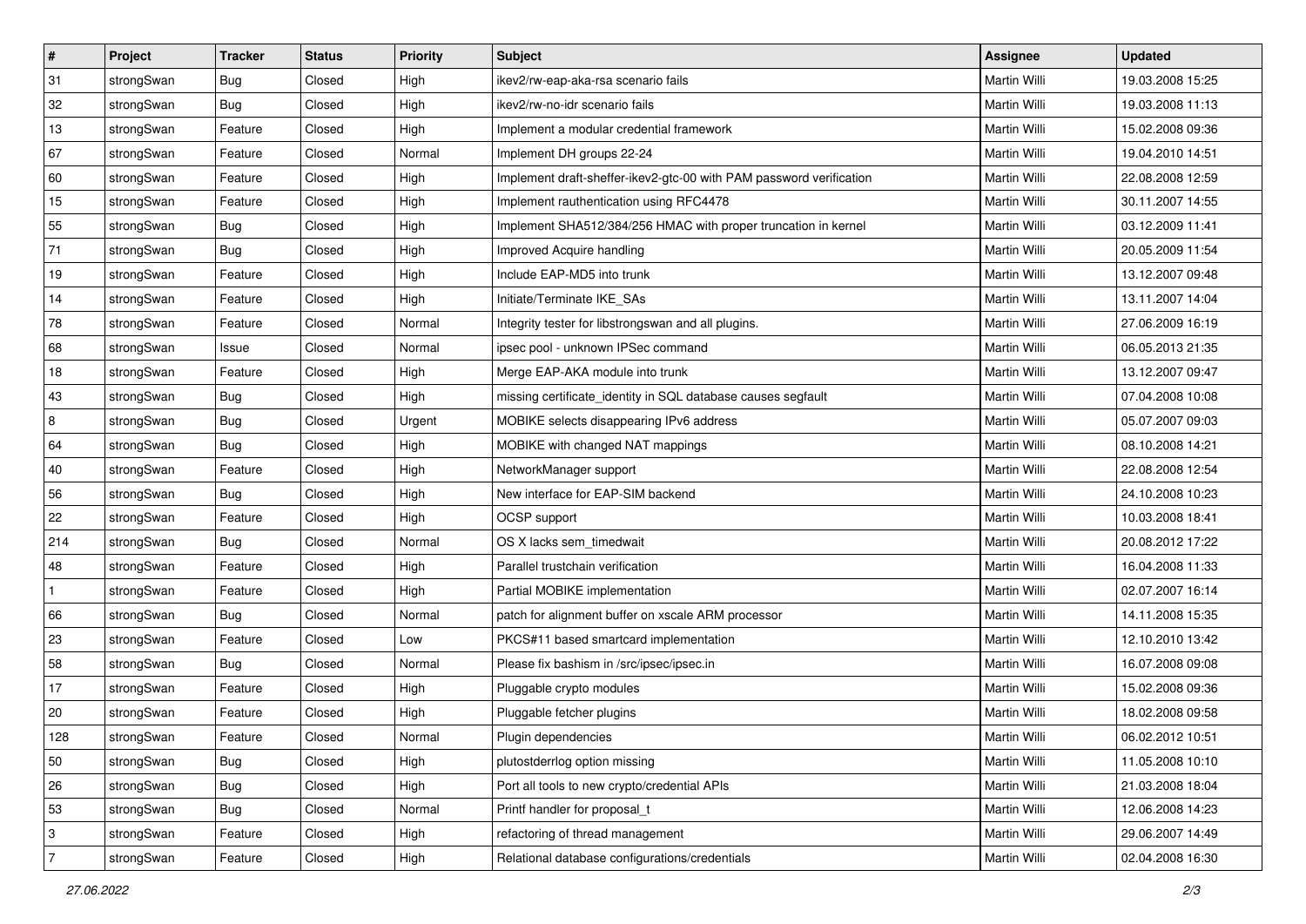| # | Project | Tracker | Status | Priority | Subject | Assignee | Updated |
|---|---|---|---|---|---|---|---|
| 31 | strongSwan | Bug | Closed | High | ikev2/rw-eap-aka-rsa scenario fails | Martin Willi | 19.03.2008 15:25 |
| 32 | strongSwan | Bug | Closed | High | ikev2/rw-no-idr scenario fails | Martin Willi | 19.03.2008 11:13 |
| 13 | strongSwan | Feature | Closed | High | Implement a modular credential framework | Martin Willi | 15.02.2008 09:36 |
| 67 | strongSwan | Feature | Closed | Normal | Implement DH groups 22-24 | Martin Willi | 19.04.2010 14:51 |
| 60 | strongSwan | Feature | Closed | High | Implement draft-sheffer-ikev2-gtc-00 with PAM password verification | Martin Willi | 22.08.2008 12:59 |
| 15 | strongSwan | Feature | Closed | High | Implement rauthentication using RFC4478 | Martin Willi | 30.11.2007 14:55 |
| 55 | strongSwan | Bug | Closed | High | Implement SHA512/384/256 HMAC with proper truncation in kernel | Martin Willi | 03.12.2009 11:41 |
| 71 | strongSwan | Bug | Closed | High | Improved Acquire handling | Martin Willi | 20.05.2009 11:54 |
| 19 | strongSwan | Feature | Closed | High | Include EAP-MD5 into trunk | Martin Willi | 13.12.2007 09:48 |
| 14 | strongSwan | Feature | Closed | High | Initiate/Terminate IKE_SAs | Martin Willi | 13.11.2007 14:04 |
| 78 | strongSwan | Feature | Closed | Normal | Integrity tester for libstrongswan and all plugins. | Martin Willi | 27.06.2009 16:19 |
| 68 | strongSwan | Issue | Closed | Normal | ipsec pool - unknown IPSec command | Martin Willi | 06.05.2013 21:35 |
| 18 | strongSwan | Feature | Closed | High | Merge EAP-AKA module into trunk | Martin Willi | 13.12.2007 09:47 |
| 43 | strongSwan | Bug | Closed | High | missing certificate_identity in SQL database causes segfault | Martin Willi | 07.04.2008 10:08 |
| 8 | strongSwan | Bug | Closed | Urgent | MOBIKE selects disappearing IPv6 address | Martin Willi | 05.07.2007 09:03 |
| 64 | strongSwan | Bug | Closed | High | MOBIKE with changed NAT mappings | Martin Willi | 08.10.2008 14:21 |
| 40 | strongSwan | Feature | Closed | High | NetworkManager support | Martin Willi | 22.08.2008 12:54 |
| 56 | strongSwan | Bug | Closed | High | New interface for EAP-SIM backend | Martin Willi | 24.10.2008 10:23 |
| 22 | strongSwan | Feature | Closed | High | OCSP support | Martin Willi | 10.03.2008 18:41 |
| 214 | strongSwan | Bug | Closed | Normal | OS X lacks sem_timedwait | Martin Willi | 20.08.2012 17:22 |
| 48 | strongSwan | Feature | Closed | High | Parallel trustchain verification | Martin Willi | 16.04.2008 11:33 |
| 1 | strongSwan | Feature | Closed | High | Partial MOBIKE implementation | Martin Willi | 02.07.2007 16:14 |
| 66 | strongSwan | Bug | Closed | Normal | patch for alignment buffer on xscale ARM processor | Martin Willi | 14.11.2008 15:35 |
| 23 | strongSwan | Feature | Closed | Low | PKCS#11 based smartcard implementation | Martin Willi | 12.10.2010 13:42 |
| 58 | strongSwan | Bug | Closed | Normal | Please fix bashism in /src/ipsec/ipsec.in | Martin Willi | 16.07.2008 09:08 |
| 17 | strongSwan | Feature | Closed | High | Pluggable crypto modules | Martin Willi | 15.02.2008 09:36 |
| 20 | strongSwan | Feature | Closed | High | Pluggable fetcher plugins | Martin Willi | 18.02.2008 09:58 |
| 128 | strongSwan | Feature | Closed | Normal | Plugin dependencies | Martin Willi | 06.02.2012 10:51 |
| 50 | strongSwan | Bug | Closed | High | plutostderrlog option missing | Martin Willi | 11.05.2008 10:10 |
| 26 | strongSwan | Bug | Closed | High | Port all tools to new crypto/credential APIs | Martin Willi | 21.03.2008 18:04 |
| 53 | strongSwan | Bug | Closed | Normal | Printf handler for proposal_t | Martin Willi | 12.06.2008 14:23 |
| 3 | strongSwan | Feature | Closed | High | refactoring of thread management | Martin Willi | 29.06.2007 14:49 |
| 7 | strongSwan | Feature | Closed | High | Relational database configurations/credentials | Martin Willi | 02.04.2008 16:30 |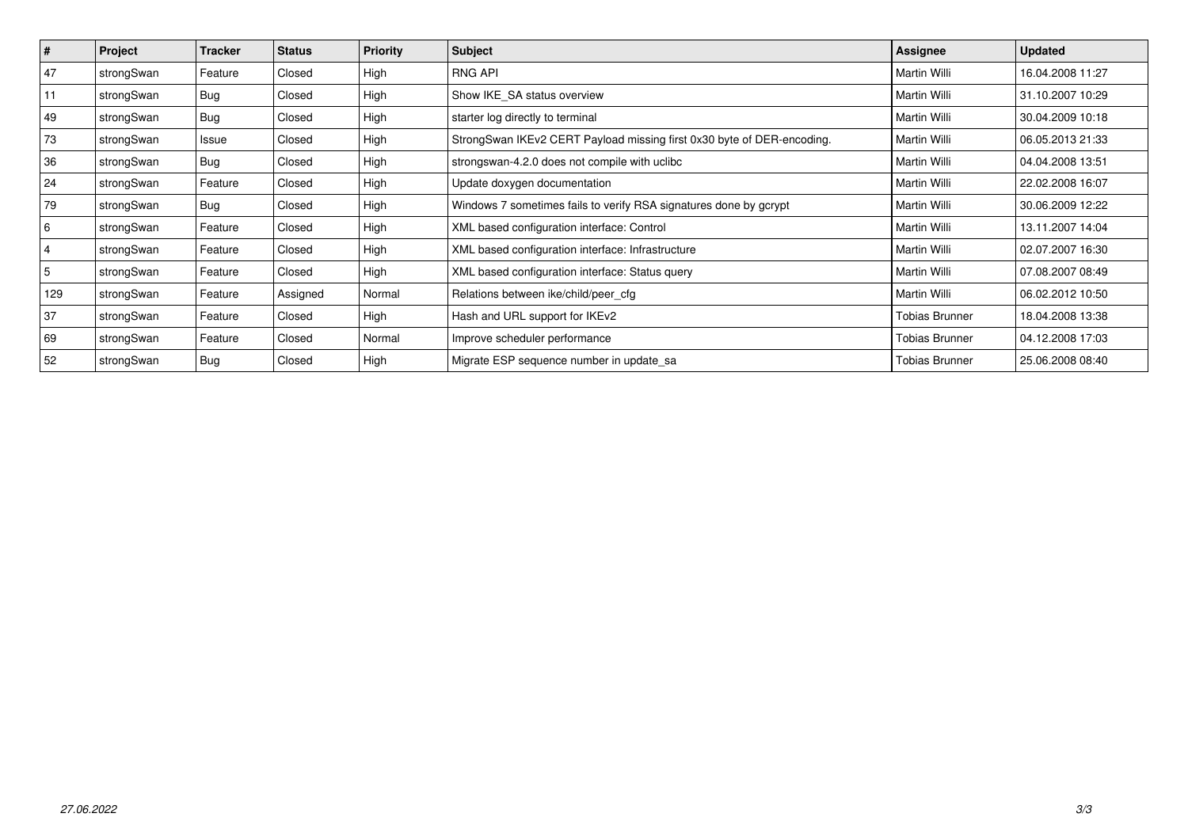| # | Project | Tracker | Status | Priority | Subject | Assignee | Updated |
|---|---|---|---|---|---|---|---|
| 47 | strongSwan | Feature | Closed | High | RNG API | Martin Willi | 16.04.2008 11:27 |
| 11 | strongSwan | Bug | Closed | High | Show IKE_SA status overview | Martin Willi | 31.10.2007 10:29 |
| 49 | strongSwan | Bug | Closed | High | starter log directly to terminal | Martin Willi | 30.04.2009 10:18 |
| 73 | strongSwan | Issue | Closed | High | StrongSwan IKEv2 CERT Payload missing first 0x30 byte of DER-encoding. | Martin Willi | 06.05.2013 21:33 |
| 36 | strongSwan | Bug | Closed | High | strongswan-4.2.0 does not compile with uclibc | Martin Willi | 04.04.2008 13:51 |
| 24 | strongSwan | Feature | Closed | High | Update doxygen documentation | Martin Willi | 22.02.2008 16:07 |
| 79 | strongSwan | Bug | Closed | High | Windows 7 sometimes fails to verify RSA signatures done by gcrypt | Martin Willi | 30.06.2009 12:22 |
| 6 | strongSwan | Feature | Closed | High | XML based configuration interface: Control | Martin Willi | 13.11.2007 14:04 |
| 4 | strongSwan | Feature | Closed | High | XML based configuration interface: Infrastructure | Martin Willi | 02.07.2007 16:30 |
| 5 | strongSwan | Feature | Closed | High | XML based configuration interface: Status query | Martin Willi | 07.08.2007 08:49 |
| 129 | strongSwan | Feature | Assigned | Normal | Relations between ike/child/peer_cfg | Martin Willi | 06.02.2012 10:50 |
| 37 | strongSwan | Feature | Closed | High | Hash and URL support for IKEv2 | Tobias Brunner | 18.04.2008 13:38 |
| 69 | strongSwan | Feature | Closed | Normal | Improve scheduler performance | Tobias Brunner | 04.12.2008 17:03 |
| 52 | strongSwan | Bug | Closed | High | Migrate ESP sequence number in update_sa | Tobias Brunner | 25.06.2008 08:40 |

*27.06.2022*